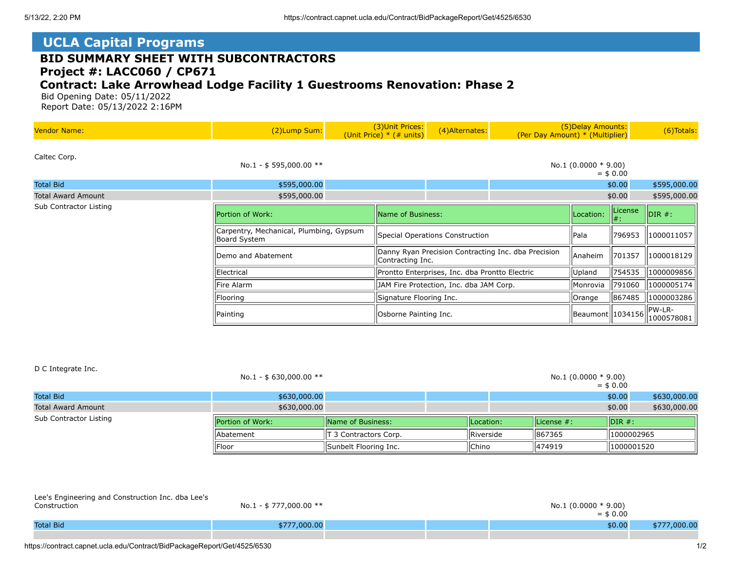## UCLA Capital Programs

# BID SUMMARY SHEET WITH SUBCONTRACTORS

## Project #: LACC060 / CP671

## Contract: Lake Arrowhead Lodge Facility 1 Guestrooms Renovation: Phase 2

Bid Opening Date: 05/11/2022
Report Date: 05/13/2022 2:16PM

| Vendor Name: | (2)Lump Sum: | (3)Unit Prices: (Unit Price) * (# units) | (4)Alternates: | (5)Delay Amounts: (Per Day Amount) * (Multiplier) | (6)Totals: |
|---|---|---|---|---|---|
| Caltec Corp. | No.1 - $ 595,000.00 ** | | | No.1 (0.0000 * 9.00) = $ 0.00 | |
| Total Bid | $595,000.00 | | | $0.00 | $595,000.00 |
| Total Award Amount | $595,000.00 | | | $0.00 | $595,000.00 |

Sub Contractor Listing

| Portion of Work: | Name of Business: | Location: | License #: | DIR #: |
|---|---|---|---|---|
| Carpentry, Mechanical, Plumbing, Gypsum Board System | Special Operations Construction | Pala | 796953 | 1000011057 |
| Demo and Abatement | Danny Ryan Precision Contracting Inc. dba Precision Contracting Inc. | Anaheim | 701357 | 1000018129 |
| Electrical | Prontto Enterprises, Inc. dba Prontto Electric | Upland | 754535 | 1000009856 |
| Fire Alarm | JAM Fire Protection, Inc. dba JAM Corp. | Monrovia | 791060 | 1000005174 |
| Flooring | Signature Flooring Inc. | Orange | 867485 | 1000003286 |
| Painting | Osborne Painting Inc. | Beaumont | 1034156 | PW-LR-1000578081 |

| Vendor Name: | (2)Lump Sum: | (3)Unit Prices: (Unit Price) * (# units) | (4)Alternates: | (5)Delay Amounts: (Per Day Amount) * (Multiplier) | (6)Totals: |
|---|---|---|---|---|---|
| D C Integrate Inc. | No.1 - $ 630,000.00 ** | | | No.1 (0.0000 * 9.00) = $ 0.00 | |
| Total Bid | $630,000.00 | | | $0.00 | $630,000.00 |
| Total Award Amount | $630,000.00 | | | $0.00 | $630,000.00 |

Sub Contractor Listing

| Portion of Work: | Name of Business: | Location: | License #: | DIR #: |
|---|---|---|---|---|
| Abatement | T 3 Contractors Corp. | Riverside | 867365 | 1000002965 |
| Floor | Sunbelt Flooring Inc. | Chino | 474919 | 1000001520 |

| Vendor Name: | (2)Lump Sum: | (3)Unit Prices: (Unit Price) * (# units) | (4)Alternates: | (5)Delay Amounts: (Per Day Amount) * (Multiplier) | (6)Totals: |
|---|---|---|---|---|---|
| Lee's Engineering and Construction Inc. dba Lee's Construction | No.1 - $ 777,000.00 ** | | | No.1 (0.0000 * 9.00) = $ 0.00 | |
| Total Bid | $777,000.00 | | | $0.00 | $777,000.00 |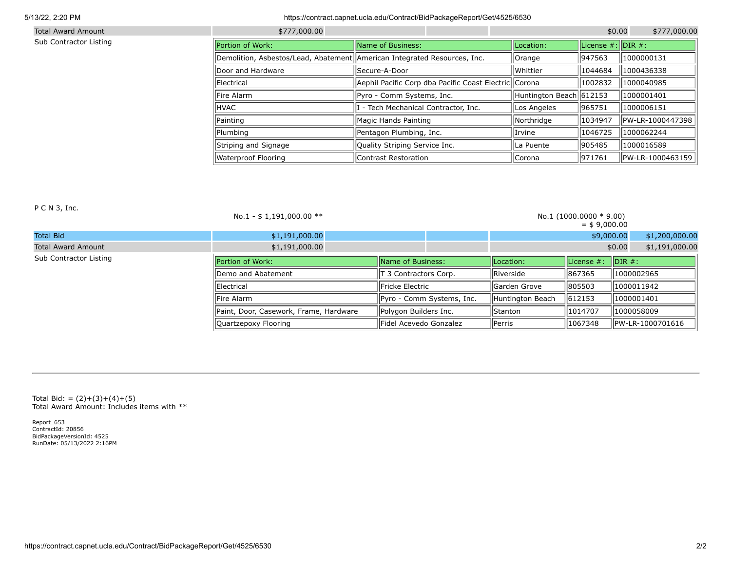| | | | | | |
|---|---|---|---|---|---|
| Total Award Amount | $777,000.00 | | | $0.00 | $777,000.00 |

Sub Contractor Listing

| Portion of Work: | Name of Business: | Location: | License #: | DIR #: |
|---|---|---|---|---|
| Demolition, Asbestos/Lead, Abatement | American Integrated Resources, Inc. | Orange | 947563 | 1000000131 |
| Door and Hardware | Secure-A-Door | Whittier | 1044684 | 1000436338 |
| Electrical | Aephil Pacific Corp dba Pacific Coast Electric | Corona | 1002832 | 1000040985 |
| Fire Alarm | Pyro - Comm Systems, Inc. | Huntington Beach | 612153 | 1000001401 |
| HVAC | I - Tech Mechanical Contractor, Inc. | Los Angeles | 965751 | 1000006151 |
| Painting | Magic Hands Painting | Northridge | 1034947 | PW-LR-1000447398 |
| Plumbing | Pentagon Plumbing, Inc. | Irvine | 1046725 | 1000062244 |
| Striping and Signage | Quality Striping Service Inc. | La Puente | 905485 | 1000016589 |
| Waterproof Flooring | Contrast Restoration | Corona | 971761 | PW-LR-1000463159 |

P C N 3, Inc.

| | | | | | |
|---|---|---|---|---|---|
| | No.1 - $ 1,191,000.00 ** | | | No.1 (1000.0000 * 9.00) = $ 9,000.00 | |
| Total Bid | $1,191,000.00 | | | $9,000.00 | $1,200,000.00 |
| Total Award Amount | $1,191,000.00 | | | $0.00 | $1,191,000.00 |

Sub Contractor Listing

| Portion of Work: | Name of Business: | Location: | License #: | DIR #: |
|---|---|---|---|---|
| Demo and Abatement | T 3 Contractors Corp. | Riverside | 867365 | 1000002965 |
| Electrical | Fricke Electric | Garden Grove | 805503 | 1000011942 |
| Fire Alarm | Pyro - Comm Systems, Inc. | Huntington Beach | 612153 | 1000001401 |
| Paint, Door, Casework, Frame, Hardware | Polygon Builders Inc. | Stanton | 1014707 | 1000058009 |
| Quartzepoxy Flooring | Fidel Acevedo Gonzalez | Perris | 1067348 | PW-LR-1000701616 |

---

Total Bid: = (2)+(3)+(4)+(5)
Total Award Amount: Includes items with **

Report_653
ContractId: 20856
BidPackageVersionId: 4525
RunDate: 05/13/2022 2:16PM